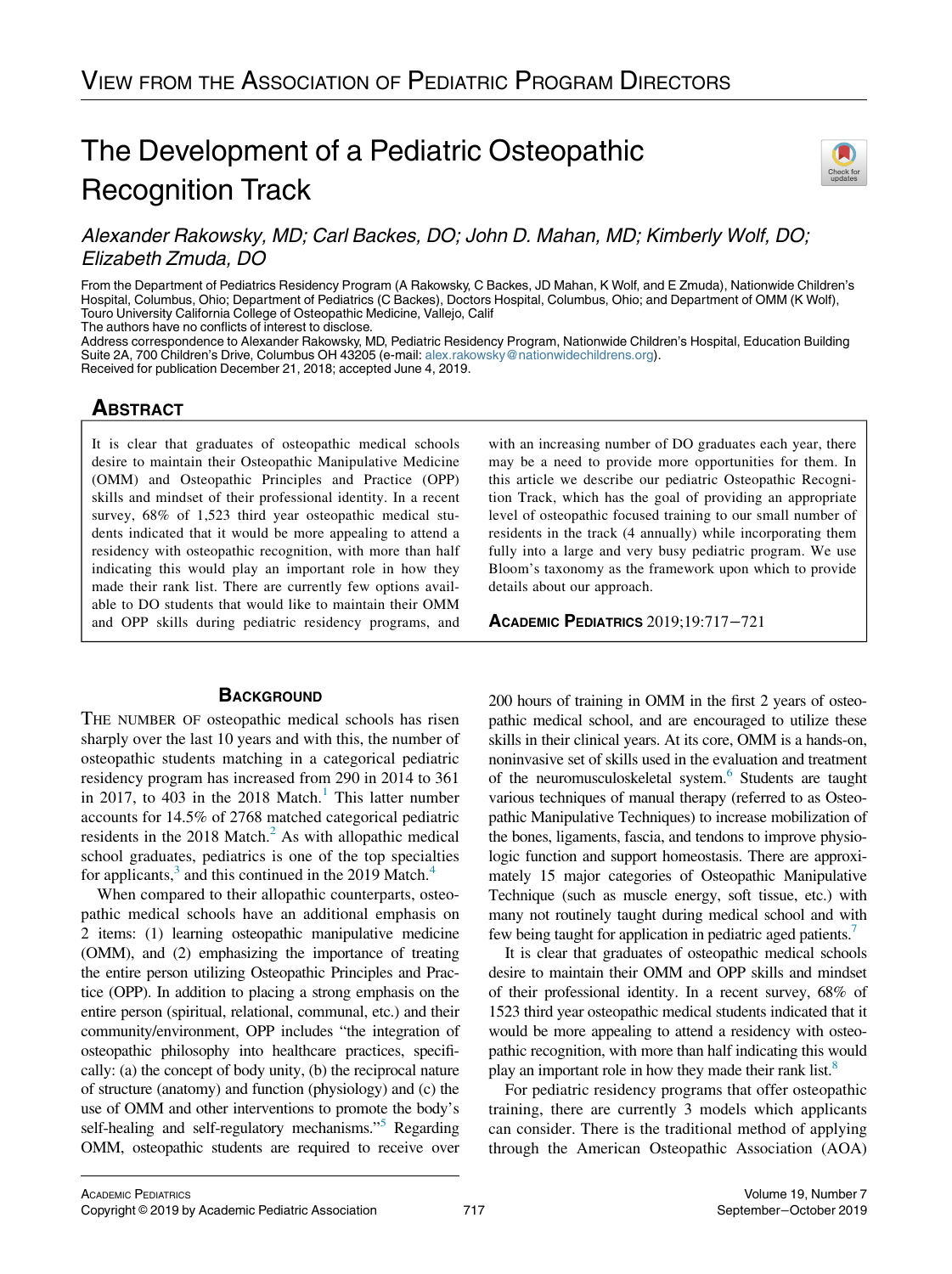# The Development of a Pediatric Osteopathic Recognition Track

*Alexander Rakowsky, MD; Carl Backes, DO; John D. Mahan, MD; Kimberly Wolf, DO; Elizabeth Zmuda, DO*

From the Department of Pediatrics Residency Program (A Rakowsky, C Backes, JD Mahan, K Wolf, and E Zmuda), Nationwide Children's Hospital, Columbus, Ohio; Department of Pediatrics (C Backes), Doctors Hospital, Columbus, Ohio; and Department of OMM (K Wolf), Touro University California College of Osteopathic Medicine, Vallejo, Calif

The authors have no conflicts of interest to disclose.

Address correspondence to Alexander Rakowsky, MD, Pediatric Residency Program, Nationwide Children's Hospital, Education Building Suite 2A, 700 Children's Drive, Columbus OH 43205 (e-mail: alex.rakowsky@nationwidechildrens.org).

Received for publication December 21, 2018; accepted June 4, 2019.

## Abstract

It is clear that graduates of osteopathic medical schools desire to maintain their Osteopathic Manipulative Medicine (OMM) and Osteopathic Principles and Practice (OPP) skills and mindset of their professional identity. In a recent survey, 68% of 1,523 third year osteopathic medical students indicated that it would be more appealing to attend a residency with osteopathic recognition, with more than half indicating this would play an important role in how they made their rank list. There are currently few options available to DO students that would like to maintain their OMM and OPP skills during pediatric residency programs, and with an increasing number of DO graduates each year, there may be a need to provide more opportunities for them. In this article we describe our pediatric Osteopathic Recognition Track, which has the goal of providing an appropriate level of osteopathic focused training to our small number of residents in the track (4 annually) while incorporating them fully into a large and very busy pediatric program. We use Bloom's taxonomy as the framework upon which to provide details about our approach.

**Academic Pediatrics** 2019;19:717–721

## Background

The number of osteopathic medical schools has risen sharply over the last 10 years and with this, the number of osteopathic students matching in a categorical pediatric residency program has increased from 290 in 2014 to 361 in 2017, to 403 in the 2018 Match.[1] This latter number accounts for 14.5% of 2768 matched categorical pediatric residents in the 2018 Match.[2] As with allopathic medical school graduates, pediatrics is one of the top specialties for applicants,[3] and this continued in the 2019 Match.[4]

When compared to their allopathic counterparts, osteopathic medical schools have an additional emphasis on 2 items: (1) learning osteopathic manipulative medicine (OMM), and (2) emphasizing the importance of treating the entire person utilizing Osteopathic Principles and Practice (OPP). In addition to placing a strong emphasis on the entire person (spiritual, relational, communal, etc.) and their community/environment, OPP includes "the integration of osteopathic philosophy into healthcare practices, specifically: (a) the concept of body unity, (b) the reciprocal nature of structure (anatomy) and function (physiology) and (c) the use of OMM and other interventions to promote the body's self-healing and self-regulatory mechanisms."[5] Regarding OMM, osteopathic students are required to receive over 200 hours of training in OMM in the first 2 years of osteopathic medical school, and are encouraged to utilize these skills in their clinical years. At its core, OMM is a hands-on, noninvasive set of skills used in the evaluation and treatment of the neuromusculoskeletal system.[6] Students are taught various techniques of manual therapy (referred to as Osteopathic Manipulative Techniques) to increase mobilization of the bones, ligaments, fascia, and tendons to improve physiologic function and support homeostasis. There are approximately 15 major categories of Osteopathic Manipulative Technique (such as muscle energy, soft tissue, etc.) with many not routinely taught during medical school and with few being taught for application in pediatric aged patients.[7]

It is clear that graduates of osteopathic medical schools desire to maintain their OMM and OPP skills and mindset of their professional identity. In a recent survey, 68% of 1523 third year osteopathic medical students indicated that it would be more appealing to attend a residency with osteopathic recognition, with more than half indicating this would play an important role in how they made their rank list.[8]

For pediatric residency programs that offer osteopathic training, there are currently 3 models which applicants can consider. There is the traditional method of applying through the American Osteopathic Association (AOA)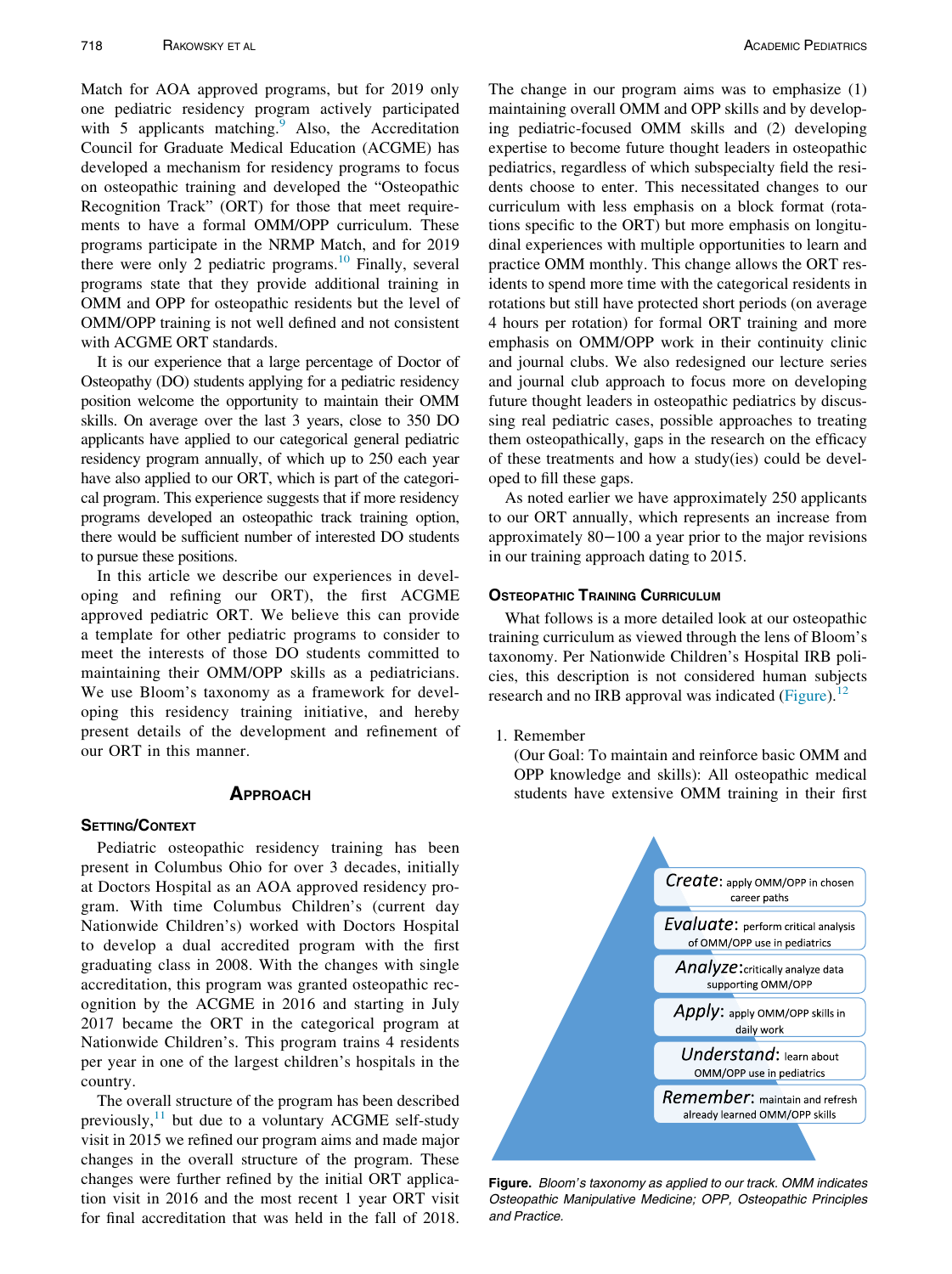Match for AOA approved programs, but for 2019 only one pediatric residency program actively participated with 5 applicants matching.[9] Also, the Accreditation Council for Graduate Medical Education (ACGME) has developed a mechanism for residency programs to focus on osteopathic training and developed the "Osteopathic Recognition Track" (ORT) for those that meet requirements to have a formal OMM/OPP curriculum. These programs participate in the NRMP Match, and for 2019 there were only 2 pediatric programs.[10] Finally, several programs state that they provide additional training in OMM and OPP for osteopathic residents but the level of OMM/OPP training is not well defined and not consistent with ACGME ORT standards.

It is our experience that a large percentage of Doctor of Osteopathy (DO) students applying for a pediatric residency position welcome the opportunity to maintain their OMM skills. On average over the last 3 years, close to 350 DO applicants have applied to our categorical general pediatric residency program annually, of which up to 250 each year have also applied to our ORT, which is part of the categorical program. This experience suggests that if more residency programs developed an osteopathic track training option, there would be sufficient number of interested DO students to pursue these positions.

In this article we describe our experiences in developing and refining our ORT), the first ACGME approved pediatric ORT. We believe this can provide a template for other pediatric programs to consider to meet the interests of those DO students committed to maintaining their OMM/OPP skills as a pediatricians. We use Bloom's taxonomy as a framework for developing this residency training initiative, and hereby present details of the development and refinement of our ORT in this manner.

## Approach

### Setting/Context

Pediatric osteopathic residency training has been present in Columbus Ohio for over 3 decades, initially at Doctors Hospital as an AOA approved residency program. With time Columbus Children's (current day Nationwide Children's) worked with Doctors Hospital to develop a dual accredited program with the first graduating class in 2008. With the changes with single accreditation, this program was granted osteopathic recognition by the ACGME in 2016 and starting in July 2017 the ORT in the categorical program at Nationwide Children's. This program trains 4 residents per year in one of the largest children's hospitals in the country.

The overall structure of the program has been described previously,[11] but due to a voluntary ACGME self-study visit in 2015 we refined our program aims and made major changes in the overall structure of the program. These changes were further refined by the initial ORT application visit in 2016 and the most recent 1 year ORT visit for final accreditation that was held in the fall of 2018. The change in our program aims was to emphasize (1) maintaining overall OMM and OPP skills and by developing pediatric-focused OMM skills and (2) developing expertise to become future thought leaders in osteopathic pediatrics, regardless of which subspecialty field the residents choose to enter. This necessitated changes to our curriculum with less emphasis on a block format (rotations specific to the ORT) but more emphasis on longitudinal experiences with multiple opportunities to learn and practice OMM monthly. This change allows the ORT residents to spend more time with the categorical residents in rotations but still have protected short periods (on average 4 hours per rotation) for formal ORT training and more emphasis on OMM/OPP work in their continuity clinic and journal clubs. We also redesigned our lecture series and journal club approach to focus more on developing future thought leaders in osteopathic pediatrics by discussing real pediatric cases, possible approaches to treating them osteopathically, gaps in the research on the efficacy of these treatments and how a study(ies) could be developed to fill these gaps.

As noted earlier we have approximately 250 applicants to our ORT annually, which represents an increase from approximately 80−100 a year prior to the major revisions in our training approach dating to 2015.

### Osteopathic Training Curriculum

What follows is a more detailed look at our osteopathic training curriculum as viewed through the lens of Bloom's taxonomy. Per Nationwide Children's Hospital IRB policies, this description is not considered human subjects research and no IRB approval was indicated (Figure).[12]

1. Remember

   (Our Goal: To maintain and reinforce basic OMM and OPP knowledge and skills): All osteopathic medical students have extensive OMM training in their first

Create: apply OMM/OPP in chosen career paths

Evaluate: perform critical analysis of OMM/OPP use in pediatrics

Analyze: critically analyze data supporting OMM/OPP

Apply: apply OMM/OPP skills in daily work

Understand: learn about OMM/OPP use in pediatrics

Remember: maintain and refresh already learned OMM/OPP skills

**Figure.** *Bloom's taxonomy as applied to our track. OMM indicates Osteopathic Manipulative Medicine; OPP, Osteopathic Principles and Practice.*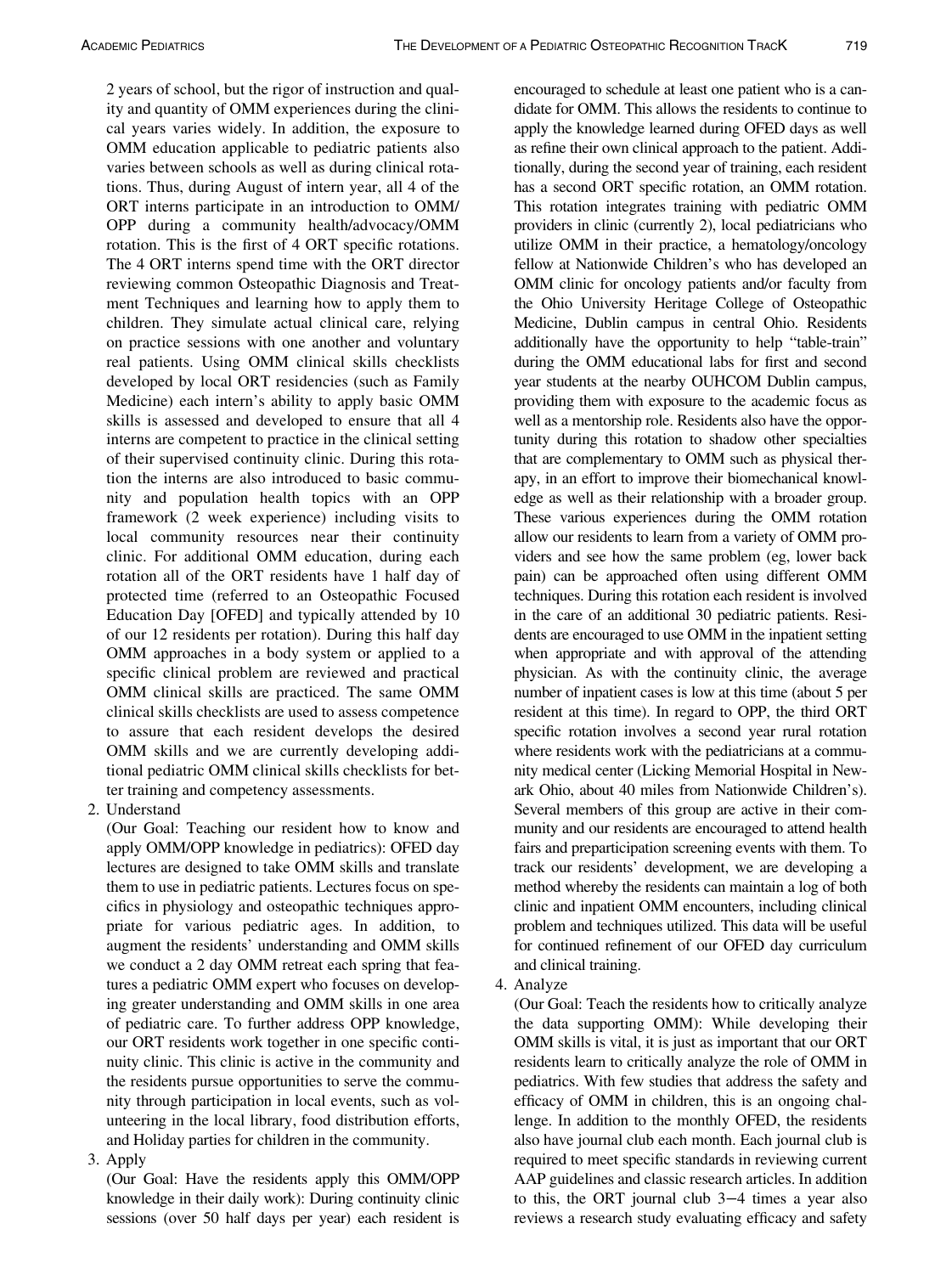2 years of school, but the rigor of instruction and quality and quantity of OMM experiences during the clinical years varies widely. In addition, the exposure to OMM education applicable to pediatric patients also varies between schools as well as during clinical rotations. Thus, during August of intern year, all 4 of the ORT interns participate in an introduction to OMM/OPP during a community health/advocacy/OMM rotation. This is the first of 4 ORT specific rotations. The 4 ORT interns spend time with the ORT director reviewing common Osteopathic Diagnosis and Treatment Techniques and learning how to apply them to children. They simulate actual clinical care, relying on practice sessions with one another and voluntary real patients. Using OMM clinical skills checklists developed by local ORT residencies (such as Family Medicine) each intern's ability to apply basic OMM skills is assessed and developed to ensure that all 4 interns are competent to practice in the clinical setting of their supervised continuity clinic. During this rotation the interns are also introduced to basic community and population health topics with an OPP framework (2 week experience) including visits to local community resources near their continuity clinic. For additional OMM education, during each rotation all of the ORT residents have 1 half day of protected time (referred to an Osteopathic Focused Education Day [OFED] and typically attended by 10 of our 12 residents per rotation). During this half day OMM approaches in a body system or applied to a specific clinical problem are reviewed and practical OMM clinical skills are practiced. The same OMM clinical skills checklists are used to assess competence to assure that each resident develops the desired OMM skills and we are currently developing additional pediatric OMM clinical skills checklists for better training and competency assessments.

2. Understand

(Our Goal: Teaching our resident how to know and apply OMM/OPP knowledge in pediatrics): OFED day lectures are designed to take OMM skills and translate them to use in pediatric patients. Lectures focus on specifics in physiology and osteopathic techniques appropriate for various pediatric ages. In addition, to augment the residents' understanding and OMM skills we conduct a 2 day OMM retreat each spring that features a pediatric OMM expert who focuses on developing greater understanding and OMM skills in one area of pediatric care. To further address OPP knowledge, our ORT residents work together in one specific continuity clinic. This clinic is active in the community and the residents pursue opportunities to serve the community through participation in local events, such as volunteering in the local library, food distribution efforts, and Holiday parties for children in the community.

3. Apply

(Our Goal: Have the residents apply this OMM/OPP knowledge in their daily work): During continuity clinic sessions (over 50 half days per year) each resident is encouraged to schedule at least one patient who is a candidate for OMM. This allows the residents to continue to apply the knowledge learned during OFED days as well as refine their own clinical approach to the patient. Additionally, during the second year of training, each resident has a second ORT specific rotation, an OMM rotation. This rotation integrates training with pediatric OMM providers in clinic (currently 2), local pediatricians who utilize OMM in their practice, a hematology/oncology fellow at Nationwide Children's who has developed an OMM clinic for oncology patients and/or faculty from the Ohio University Heritage College of Osteopathic Medicine, Dublin campus in central Ohio. Residents additionally have the opportunity to help "table-train" during the OMM educational labs for first and second year students at the nearby OUHCOM Dublin campus, providing them with exposure to the academic focus as well as a mentorship role. Residents also have the opportunity during this rotation to shadow other specialties that are complementary to OMM such as physical therapy, in an effort to improve their biomechanical knowledge as well as their relationship with a broader group. These various experiences during the OMM rotation allow our residents to learn from a variety of OMM providers and see how the same problem (eg, lower back pain) can be approached often using different OMM techniques. During this rotation each resident is involved in the care of an additional 30 pediatric patients. Residents are encouraged to use OMM in the inpatient setting when appropriate and with approval of the attending physician. As with the continuity clinic, the average number of inpatient cases is low at this time (about 5 per resident at this time). In regard to OPP, the third ORT specific rotation involves a second year rural rotation where residents work with the pediatricians at a community medical center (Licking Memorial Hospital in Newark Ohio, about 40 miles from Nationwide Children's). Several members of this group are active in their community and our residents are encouraged to attend health fairs and preparticipation screening events with them. To track our residents' development, we are developing a method whereby the residents can maintain a log of both clinic and inpatient OMM encounters, including clinical problem and techniques utilized. This data will be useful for continued refinement of our OFED day curriculum and clinical training.

4. Analyze

(Our Goal: Teach the residents how to critically analyze the data supporting OMM): While developing their OMM skills is vital, it is just as important that our ORT residents learn to critically analyze the role of OMM in pediatrics. With few studies that address the safety and efficacy of OMM in children, this is an ongoing challenge. In addition to the monthly OFED, the residents also have journal club each month. Each journal club is required to meet specific standards in reviewing current AAP guidelines and classic research articles. In addition to this, the ORT journal club 3–4 times a year also reviews a research study evaluating efficacy and safety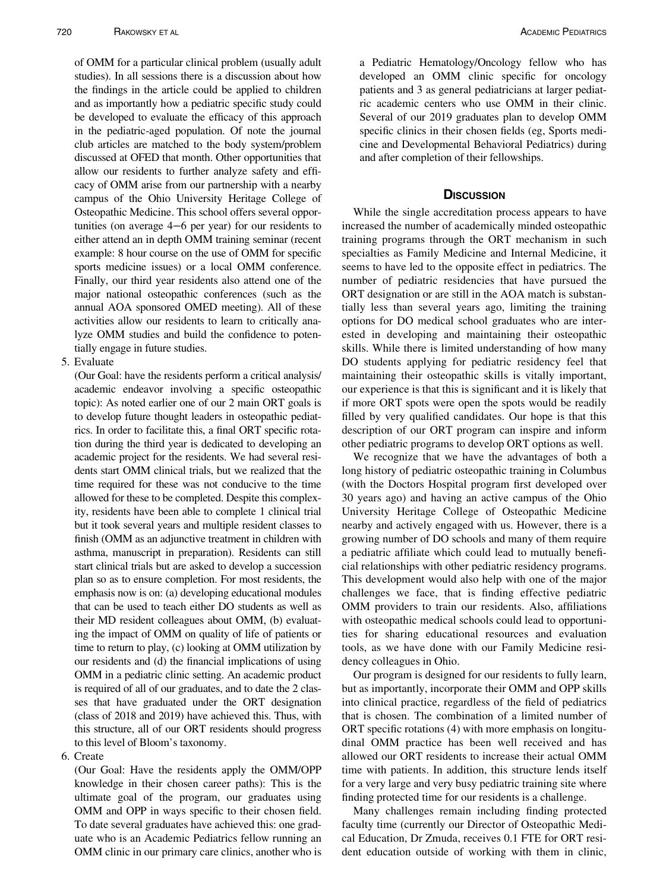of OMM for a particular clinical problem (usually adult studies). In all sessions there is a discussion about how the findings in the article could be applied to children and as importantly how a pediatric specific study could be developed to evaluate the efficacy of this approach in the pediatric-aged population. Of note the journal club articles are matched to the body system/problem discussed at OFED that month. Other opportunities that allow our residents to further analyze safety and efficacy of OMM arise from our partnership with a nearby campus of the Ohio University Heritage College of Osteopathic Medicine. This school offers several opportunities (on average 4−6 per year) for our residents to either attend an in depth OMM training seminar (recent example: 8 hour course on the use of OMM for specific sports medicine issues) or a local OMM conference. Finally, our third year residents also attend one of the major national osteopathic conferences (such as the annual AOA sponsored OMED meeting). All of these activities allow our residents to learn to critically analyze OMM studies and build the confidence to potentially engage in future studies.

5. Evaluate

   (Our Goal: have the residents perform a critical analysis/academic endeavor involving a specific osteopathic topic): As noted earlier one of our 2 main ORT goals is to develop future thought leaders in osteopathic pediatrics. In order to facilitate this, a final ORT specific rotation during the third year is dedicated to developing an academic project for the residents. We had several residents start OMM clinical trials, but we realized that the time required for these was not conducive to the time allowed for these to be completed. Despite this complexity, residents have been able to complete 1 clinical trial but it took several years and multiple resident classes to finish (OMM as an adjunctive treatment in children with asthma, manuscript in preparation). Residents can still start clinical trials but are asked to develop a succession plan so as to ensure completion. For most residents, the emphasis now is on: (a) developing educational modules that can be used to teach either DO students as well as their MD resident colleagues about OMM, (b) evaluating the impact of OMM on quality of life of patients or time to return to play, (c) looking at OMM utilization by our residents and (d) the financial implications of using OMM in a pediatric clinic setting. An academic product is required of all of our graduates, and to date the 2 classes that have graduated under the ORT designation (class of 2018 and 2019) have achieved this. Thus, with this structure, all of our ORT residents should progress to this level of Bloom's taxonomy.

6. Create

   (Our Goal: Have the residents apply the OMM/OPP knowledge in their chosen career paths): This is the ultimate goal of the program, our graduates using OMM and OPP in ways specific to their chosen field. To date several graduates have achieved this: one graduate who is an Academic Pediatrics fellow running an OMM clinic in our primary care clinics, another who is a Pediatric Hematology/Oncology fellow who has developed an OMM clinic specific for oncology patients and 3 as general pediatricians at larger pediatric academic centers who use OMM in their clinic. Several of our 2019 graduates plan to develop OMM specific clinics in their chosen fields (eg, Sports medicine and Developmental Behavioral Pediatrics) during and after completion of their fellowships.

## Discussion

While the single accreditation process appears to have increased the number of academically minded osteopathic training programs through the ORT mechanism in such specialties as Family Medicine and Internal Medicine, it seems to have led to the opposite effect in pediatrics. The number of pediatric residencies that have pursued the ORT designation or are still in the AOA match is substantially less than several years ago, limiting the training options for DO medical school graduates who are interested in developing and maintaining their osteopathic skills. While there is limited understanding of how many DO students applying for pediatric residency feel that maintaining their osteopathic skills is vitally important, our experience is that this is significant and it is likely that if more ORT spots were open the spots would be readily filled by very qualified candidates. Our hope is that this description of our ORT program can inspire and inform other pediatric programs to develop ORT options as well.

We recognize that we have the advantages of both a long history of pediatric osteopathic training in Columbus (with the Doctors Hospital program first developed over 30 years ago) and having an active campus of the Ohio University Heritage College of Osteopathic Medicine nearby and actively engaged with us. However, there is a growing number of DO schools and many of them require a pediatric affiliate which could lead to mutually beneficial relationships with other pediatric residency programs. This development would also help with one of the major challenges we face, that is finding effective pediatric OMM providers to train our residents. Also, affiliations with osteopathic medical schools could lead to opportunities for sharing educational resources and evaluation tools, as we have done with our Family Medicine residency colleagues in Ohio.

Our program is designed for our residents to fully learn, but as importantly, incorporate their OMM and OPP skills into clinical practice, regardless of the field of pediatrics that is chosen. The combination of a limited number of ORT specific rotations (4) with more emphasis on longitudinal OMM practice has been well received and has allowed our ORT residents to increase their actual OMM time with patients. In addition, this structure lends itself for a very large and very busy pediatric training site where finding protected time for our residents is a challenge.

Many challenges remain including finding protected faculty time (currently our Director of Osteopathic Medical Education, Dr Zmuda, receives 0.1 FTE for ORT resident education outside of working with them in clinic,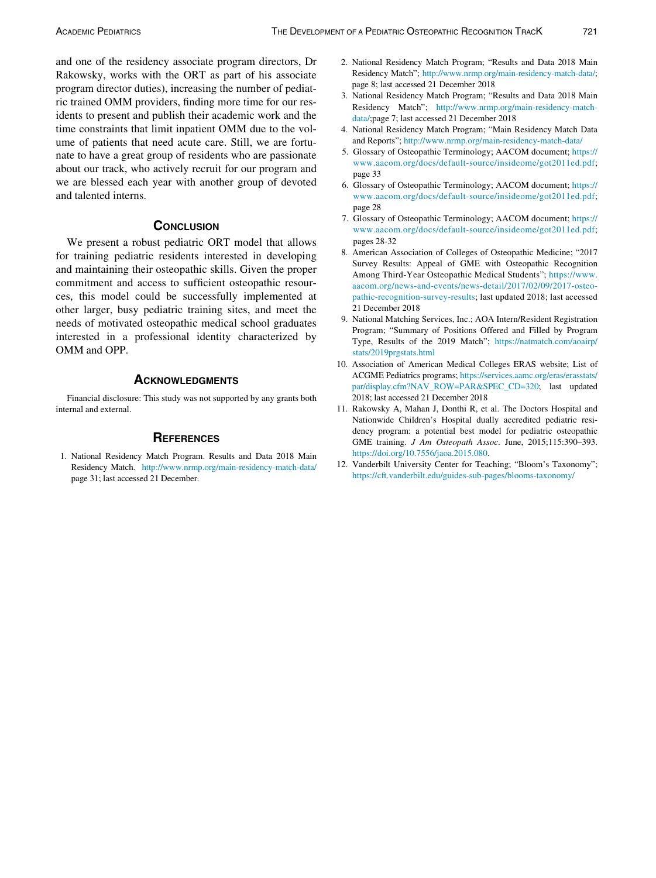and one of the residency associate program directors, Dr Rakowsky, works with the ORT as part of his associate program director duties), increasing the number of pediatric trained OMM providers, finding more time for our residents to present and publish their academic work and the time constraints that limit inpatient OMM due to the volume of patients that need acute care. Still, we are fortunate to have a great group of residents who are passionate about our track, who actively recruit for our program and we are blessed each year with another group of devoted and talented interns.

## Conclusion

We present a robust pediatric ORT model that allows for training pediatric residents interested in developing and maintaining their osteopathic skills. Given the proper commitment and access to sufficient osteopathic resources, this model could be successfully implemented at other larger, busy pediatric training sites, and meet the needs of motivated osteopathic medical school graduates interested in a professional identity characterized by OMM and OPP.

## Acknowledgments

Financial disclosure: This study was not supported by any grants both internal and external.

## References

1. National Residency Match Program. Results and Data 2018 Main Residency Match. http://www.nrmp.org/main-residency-match-data/ page 31; last accessed 21 December.
2. National Residency Match Program; "Results and Data 2018 Main Residency Match"; http://www.nrmp.org/main-residency-match-data/; page 8; last accessed 21 December 2018
3. National Residency Match Program; "Results and Data 2018 Main Residency Match"; http://www.nrmp.org/main-residency-match-data/;page 7; last accessed 21 December 2018
4. National Residency Match Program; "Main Residency Match Data and Reports"; http://www.nrmp.org/main-residency-match-data/
5. Glossary of Osteopathic Terminology; AACOM document; https://www.aacom.org/docs/default-source/insideome/got2011ed.pdf; page 33
6. Glossary of Osteopathic Terminology; AACOM document; https://www.aacom.org/docs/default-source/insideome/got2011ed.pdf; page 28
7. Glossary of Osteopathic Terminology; AACOM document; https://www.aacom.org/docs/default-source/insideome/got2011ed.pdf; pages 28-32
8. American Association of Colleges of Osteopathic Medicine; "2017 Survey Results: Appeal of GME with Osteopathic Recognition Among Third-Year Osteopathic Medical Students"; https://www.aacom.org/news-and-events/news-detail/2017/02/09/2017-osteopathic-recognition-survey-results; last updated 2018; last accessed 21 December 2018
9. National Matching Services, Inc.; AOA Intern/Resident Registration Program; "Summary of Positions Offered and Filled by Program Type, Results of the 2019 Match"; https://natmatch.com/aoairp/stats/2019prgstats.html
10. Association of American Medical Colleges ERAS website; List of ACGME Pediatrics programs; https://services.aamc.org/eras/erasstats/par/display.cfm?NAV_ROW=PAR&SPEC_CD=320; last updated 2018; last accessed 21 December 2018
11. Rakowsky A, Mahan J, Donthi R, et al. The Doctors Hospital and Nationwide Children's Hospital dually accredited pediatric residency program: a potential best model for pediatric osteopathic GME training. *J Am Osteopath Assoc*. June, 2015;115:390–393. https://doi.org/10.7556/jaoa.2015.080.
12. Vanderbilt University Center for Teaching; "Bloom's Taxonomy"; https://cft.vanderbilt.edu/guides-sub-pages/blooms-taxonomy/